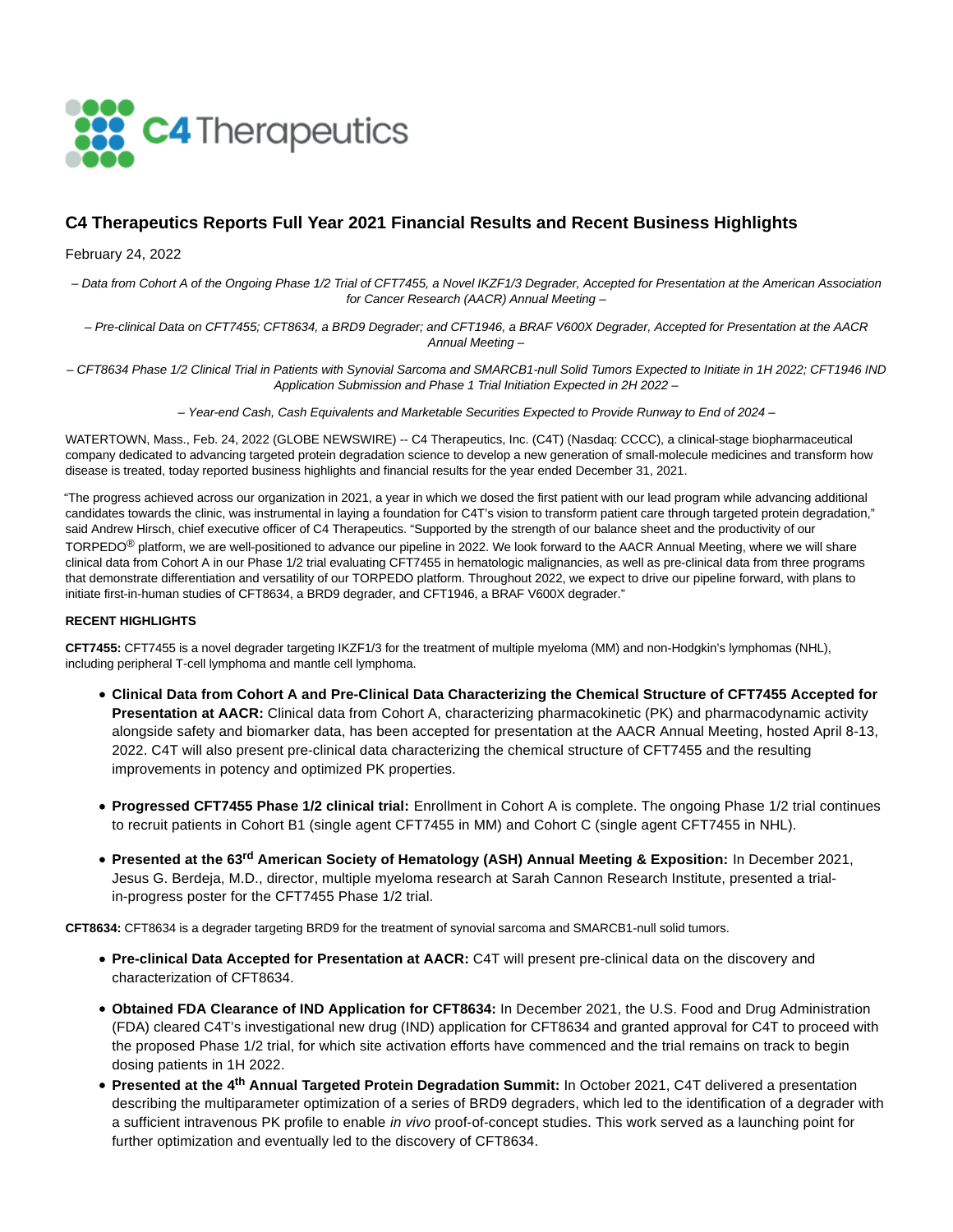C4 Therapeutics

# C4 Therapeutics Reports Full Year 2021 Financial Results and Recent Business Highlights

February 24, 2022

*– Data from Cohort A of the Ongoing Phase 1/2 Trial of CFT7455, a Novel IKZF1/3 Degrader, Accepted for Presentation at the American Association for Cancer Research (AACR) Annual Meeting –*

*– Pre-clinical Data on CFT7455; CFT8634, a BRD9 Degrader; and CFT1946, a BRAF V600X Degrader, Accepted for Presentation at the AACR Annual Meeting –*

*– CFT8634 Phase 1/2 Clinical Trial in Patients with Synovial Sarcoma and SMARCB1-null Solid Tumors Expected to Initiate in 1H 2022; CFT1946 IND Application Submission and Phase 1 Trial Initiation Expected in 2H 2022 –*

*– Year-end Cash, Cash Equivalents and Marketable Securities Expected to Provide Runway to End of 2024 –*

WATERTOWN, Mass., Feb. 24, 2022 (GLOBE NEWSWIRE) -- C4 Therapeutics, Inc. (C4T) (Nasdaq: CCCC), a clinical-stage biopharmaceutical company dedicated to advancing targeted protein degradation science to develop a new generation of small-molecule medicines and transform how disease is treated, today reported business highlights and financial results for the year ended December 31, 2021.

"The progress achieved across our organization in 2021, a year in which we dosed the first patient with our lead program while advancing additional candidates towards the clinic, was instrumental in laying a foundation for C4T's vision to transform patient care through targeted protein degradation," said Andrew Hirsch, chief executive officer of C4 Therapeutics. "Supported by the strength of our balance sheet and the productivity of our TORPEDO® platform, we are well-positioned to advance our pipeline in 2022. We look forward to the AACR Annual Meeting, where we will share clinical data from Cohort A in our Phase 1/2 trial evaluating CFT7455 in hematologic malignancies, as well as pre-clinical data from three programs that demonstrate differentiation and versatility of our TORPEDO platform. Throughout 2022, we expect to drive our pipeline forward, with plans to initiate first-in-human studies of CFT8634, a BRD9 degrader, and CFT1946, a BRAF V600X degrader."

**RECENT HIGHLIGHTS**

**CFT7455:** CFT7455 is a novel degrader targeting IKZF1/3 for the treatment of multiple myeloma (MM) and non-Hodgkin's lymphomas (NHL), including peripheral T-cell lymphoma and mantle cell lymphoma.

- **Clinical Data from Cohort A and Pre-Clinical Data Characterizing the Chemical Structure of CFT7455 Accepted for Presentation at AACR:** Clinical data from Cohort A, characterizing pharmacokinetic (PK) and pharmacodynamic activity alongside safety and biomarker data, has been accepted for presentation at the AACR Annual Meeting, hosted April 8-13, 2022. C4T will also present pre-clinical data characterizing the chemical structure of CFT7455 and the resulting improvements in potency and optimized PK properties.
- **Progressed CFT7455 Phase 1/2 clinical trial:** Enrollment in Cohort A is complete. The ongoing Phase 1/2 trial continues to recruit patients in Cohort B1 (single agent CFT7455 in MM) and Cohort C (single agent CFT7455 in NHL).
- **Presented at the 63rd American Society of Hematology (ASH) Annual Meeting & Exposition:** In December 2021, Jesus G. Berdeja, M.D., director, multiple myeloma research at Sarah Cannon Research Institute, presented a trial-in-progress poster for the CFT7455 Phase 1/2 trial.

**CFT8634:** CFT8634 is a degrader targeting BRD9 for the treatment of synovial sarcoma and SMARCB1-null solid tumors.

- **Pre-clinical Data Accepted for Presentation at AACR:** C4T will present pre-clinical data on the discovery and characterization of CFT8634.
- **Obtained FDA Clearance of IND Application for CFT8634:** In December 2021, the U.S. Food and Drug Administration (FDA) cleared C4T's investigational new drug (IND) application for CFT8634 and granted approval for C4T to proceed with the proposed Phase 1/2 trial, for which site activation efforts have commenced and the trial remains on track to begin dosing patients in 1H 2022.
- **Presented at the 4th Annual Targeted Protein Degradation Summit:** In October 2021, C4T delivered a presentation describing the multiparameter optimization of a series of BRD9 degraders, which led to the identification of a degrader with a sufficient intravenous PK profile to enable *in vivo* proof-of-concept studies. This work served as a launching point for further optimization and eventually led to the discovery of CFT8634.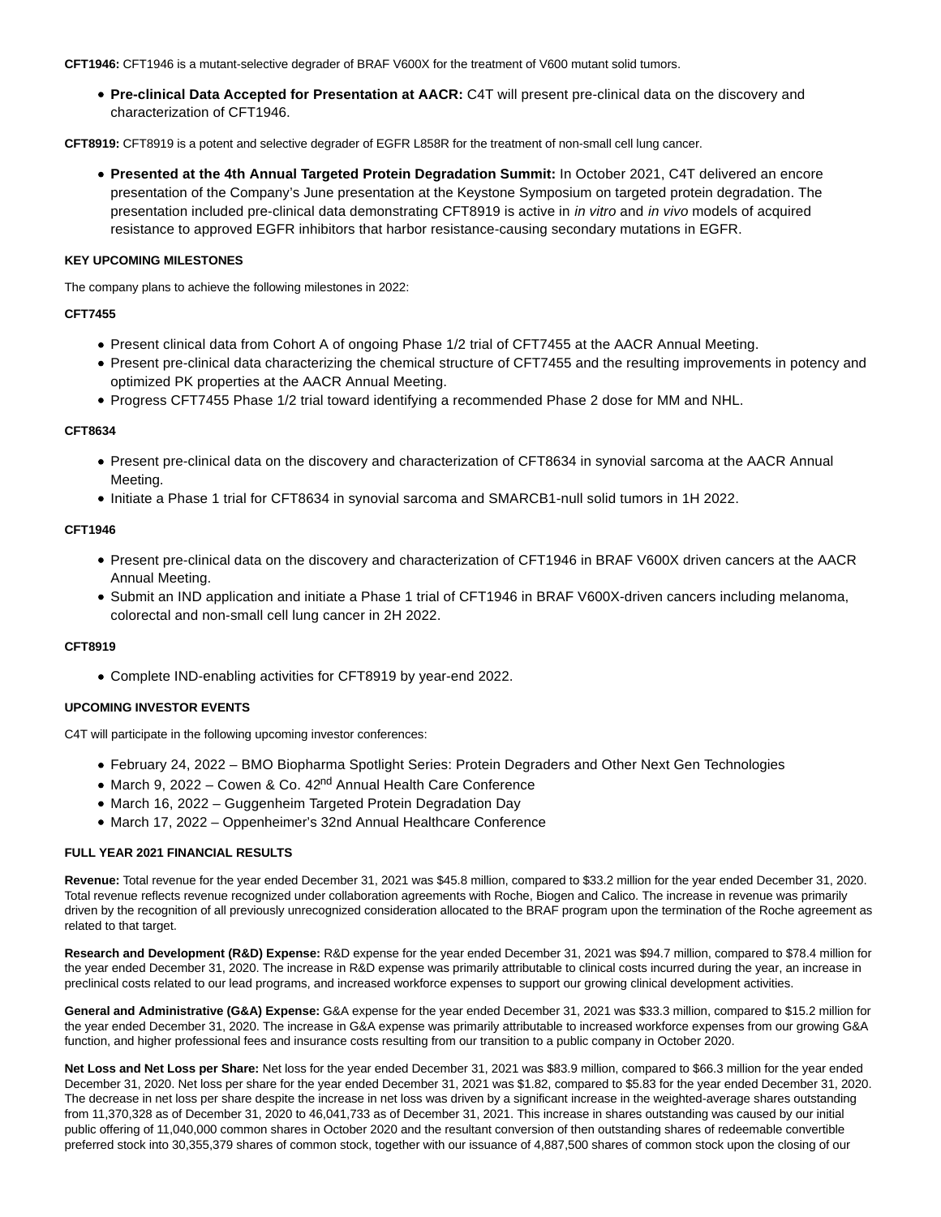**CFT1946:** CFT1946 is a mutant-selective degrader of BRAF V600X for the treatment of V600 mutant solid tumors.

- **Pre-clinical Data Accepted for Presentation at AACR:** C4T will present pre-clinical data on the discovery and characterization of CFT1946.

**CFT8919:** CFT8919 is a potent and selective degrader of EGFR L858R for the treatment of non-small cell lung cancer.

- **Presented at the 4th Annual Targeted Protein Degradation Summit:** In October 2021, C4T delivered an encore presentation of the Company's June presentation at the Keystone Symposium on targeted protein degradation. The presentation included pre-clinical data demonstrating CFT8919 is active in *in vitro* and *in vivo* models of acquired resistance to approved EGFR inhibitors that harbor resistance-causing secondary mutations in EGFR.

**KEY UPCOMING MILESTONES**

The company plans to achieve the following milestones in 2022:

**CFT7455**

- Present clinical data from Cohort A of ongoing Phase 1/2 trial of CFT7455 at the AACR Annual Meeting.
- Present pre-clinical data characterizing the chemical structure of CFT7455 and the resulting improvements in potency and optimized PK properties at the AACR Annual Meeting.
- Progress CFT7455 Phase 1/2 trial toward identifying a recommended Phase 2 dose for MM and NHL.

**CFT8634**

- Present pre-clinical data on the discovery and characterization of CFT8634 in synovial sarcoma at the AACR Annual Meeting.
- Initiate a Phase 1 trial for CFT8634 in synovial sarcoma and SMARCB1-null solid tumors in 1H 2022.

**CFT1946**

- Present pre-clinical data on the discovery and characterization of CFT1946 in BRAF V600X driven cancers at the AACR Annual Meeting.
- Submit an IND application and initiate a Phase 1 trial of CFT1946 in BRAF V600X-driven cancers including melanoma, colorectal and non-small cell lung cancer in 2H 2022.

**CFT8919**

- Complete IND-enabling activities for CFT8919 by year-end 2022.

**UPCOMING INVESTOR EVENTS**

C4T will participate in the following upcoming investor conferences:

- February 24, 2022 – BMO Biopharma Spotlight Series: Protein Degraders and Other Next Gen Technologies
- March 9, 2022 – Cowen & Co. 42nd Annual Health Care Conference
- March 16, 2022 – Guggenheim Targeted Protein Degradation Day
- March 17, 2022 – Oppenheimer's 32nd Annual Healthcare Conference

**FULL YEAR 2021 FINANCIAL RESULTS**

**Revenue:** Total revenue for the year ended December 31, 2021 was $45.8 million, compared to $33.2 million for the year ended December 31, 2020. Total revenue reflects revenue recognized under collaboration agreements with Roche, Biogen and Calico. The increase in revenue was primarily driven by the recognition of all previously unrecognized consideration allocated to the BRAF program upon the termination of the Roche agreement as related to that target.

**Research and Development (R&D) Expense:** R&D expense for the year ended December 31, 2021 was $94.7 million, compared to $78.4 million for the year ended December 31, 2020. The increase in R&D expense was primarily attributable to clinical costs incurred during the year, an increase in preclinical costs related to our lead programs, and increased workforce expenses to support our growing clinical development activities.

**General and Administrative (G&A) Expense:** G&A expense for the year ended December 31, 2021 was $33.3 million, compared to $15.2 million for the year ended December 31, 2020. The increase in G&A expense was primarily attributable to increased workforce expenses from our growing G&A function, and higher professional fees and insurance costs resulting from our transition to a public company in October 2020.

**Net Loss and Net Loss per Share:** Net loss for the year ended December 31, 2021 was $83.9 million, compared to $66.3 million for the year ended December 31, 2020. Net loss per share for the year ended December 31, 2021 was $1.82, compared to $5.83 for the year ended December 31, 2020. The decrease in net loss per share despite the increase in net loss was driven by a significant increase in the weighted-average shares outstanding from 11,370,328 as of December 31, 2020 to 46,041,733 as of December 31, 2021. This increase in shares outstanding was caused by our initial public offering of 11,040,000 common shares in October 2020 and the resultant conversion of then outstanding shares of redeemable convertible preferred stock into 30,355,379 shares of common stock, together with our issuance of 4,887,500 shares of common stock upon the closing of our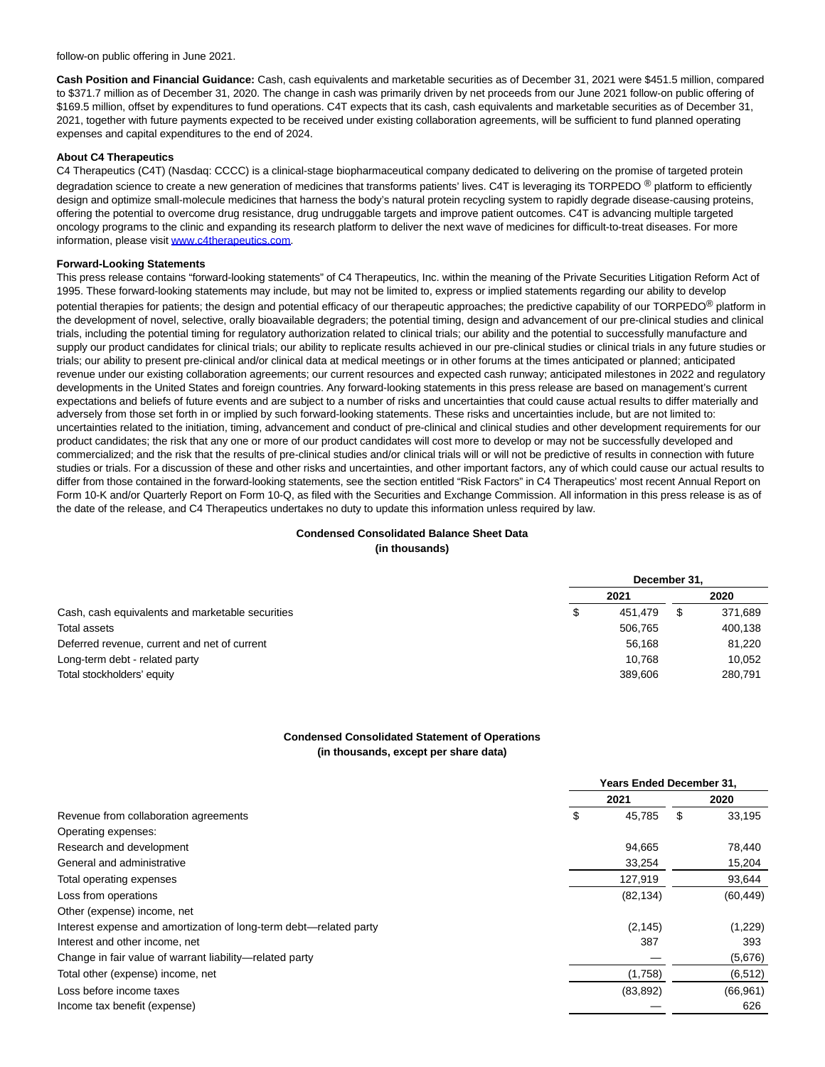follow-on public offering in June 2021.

**Cash Position and Financial Guidance:** Cash, cash equivalents and marketable securities as of December 31, 2021 were $451.5 million, compared to $371.7 million as of December 31, 2020. The change in cash was primarily driven by net proceeds from our June 2021 follow-on public offering of $169.5 million, offset by expenditures to fund operations. C4T expects that its cash, cash equivalents and marketable securities as of December 31, 2021, together with future payments expected to be received under existing collaboration agreements, will be sufficient to fund planned operating expenses and capital expenditures to the end of 2024.

**About C4 Therapeutics**

C4 Therapeutics (C4T) (Nasdaq: CCCC) is a clinical-stage biopharmaceutical company dedicated to delivering on the promise of targeted protein degradation science to create a new generation of medicines that transforms patients' lives. C4T is leveraging its TORPEDO ® platform to efficiently design and optimize small-molecule medicines that harness the body's natural protein recycling system to rapidly degrade disease-causing proteins, offering the potential to overcome drug resistance, drug undruggable targets and improve patient outcomes. C4T is advancing multiple targeted oncology programs to the clinic and expanding its research platform to deliver the next wave of medicines for difficult-to-treat diseases. For more information, please visit www.c4therapeutics.com.

**Forward-Looking Statements**

This press release contains "forward-looking statements" of C4 Therapeutics, Inc. within the meaning of the Private Securities Litigation Reform Act of 1995. These forward-looking statements may include, but may not be limited to, express or implied statements regarding our ability to develop potential therapies for patients; the design and potential efficacy of our therapeutic approaches; the predictive capability of our TORPEDO® platform in the development of novel, selective, orally bioavailable degraders; the potential timing, design and advancement of our pre-clinical studies and clinical trials, including the potential timing for regulatory authorization related to clinical trials; our ability and the potential to successfully manufacture and supply our product candidates for clinical trials; our ability to replicate results achieved in our pre-clinical studies or clinical trials in any future studies or trials; our ability to present pre-clinical and/or clinical data at medical meetings or in other forums at the times anticipated or planned; anticipated revenue under our existing collaboration agreements; our current resources and expected cash runway; anticipated milestones in 2022 and regulatory developments in the United States and foreign countries. Any forward-looking statements in this press release are based on management's current expectations and beliefs of future events and are subject to a number of risks and uncertainties that could cause actual results to differ materially and adversely from those set forth in or implied by such forward-looking statements. These risks and uncertainties include, but are not limited to: uncertainties related to the initiation, timing, advancement and conduct of pre-clinical and clinical studies and other development requirements for our product candidates; the risk that any one or more of our product candidates will cost more to develop or may not be successfully developed and commercialized; and the risk that the results of pre-clinical studies and/or clinical trials will or will not be predictive of results in connection with future studies or trials. For a discussion of these and other risks and uncertainties, and other important factors, any of which could cause our actual results to differ from those contained in the forward-looking statements, see the section entitled "Risk Factors" in C4 Therapeutics' most recent Annual Report on Form 10-K and/or Quarterly Report on Form 10-Q, as filed with the Securities and Exchange Commission. All information in this press release is as of the date of the release, and C4 Therapeutics undertakes no duty to update this information unless required by law.

**Condensed Consolidated Balance Sheet Data**
**(in thousands)**

| | December 31, | |
|---|---|---|
| | 2021 | 2020 |
| Cash, cash equivalents and marketable securities | $ 451,479 | $ 371,689 |
| Total assets | 506,765 | 400,138 |
| Deferred revenue, current and net of current | 56,168 | 81,220 |
| Long-term debt - related party | 10,768 | 10,052 |
| Total stockholders' equity | 389,606 | 280,791 |

**Condensed Consolidated Statement of Operations**
**(in thousands, except per share data)**

| | Years Ended December 31, | |
|---|---|---|
| | 2021 | 2020 |
| Revenue from collaboration agreements | $ 45,785 | $ 33,195 |
| Operating expenses: | | |
| Research and development | 94,665 | 78,440 |
| General and administrative | 33,254 | 15,204 |
| Total operating expenses | 127,919 | 93,644 |
| Loss from operations | (82,134) | (60,449) |
| Other (expense) income, net | | |
| Interest expense and amortization of long-term debt—related party | (2,145) | (1,229) |
| Interest and other income, net | 387 | 393 |
| Change in fair value of warrant liability—related party | — | (5,676) |
| Total other (expense) income, net | (1,758) | (6,512) |
| Loss before income taxes | (83,892) | (66,961) |
| Income tax benefit (expense) | — | 626 |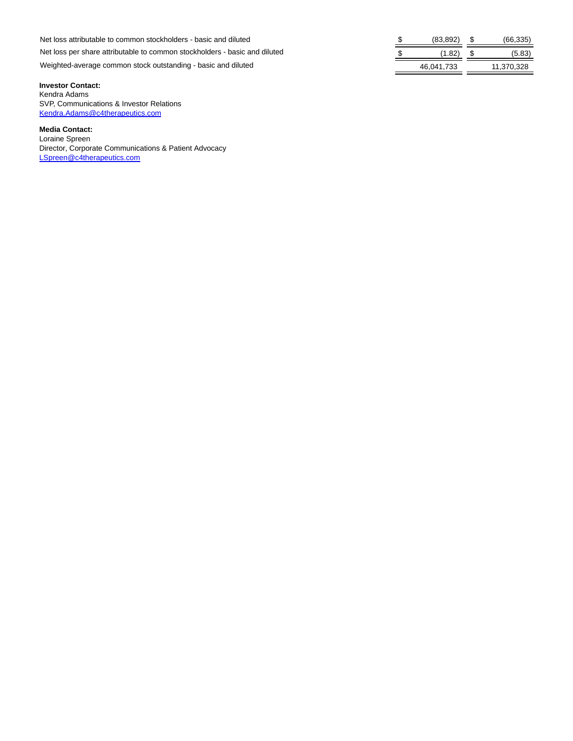| | | |
|---|---|---|
| Net loss attributable to common stockholders - basic and diluted | $ (83,892) | $ (66,335) |
| Net loss per share attributable to common stockholders - basic and diluted | $ (1.82) | $ (5.83) |
| Weighted-average common stock outstanding - basic and diluted | 46,041,733 | 11,370,328 |

**Investor Contact:**
Kendra Adams
SVP, Communications & Investor Relations
Kendra.Adams@c4therapeutics.com

**Media Contact:**
Loraine Spreen
Director, Corporate Communications & Patient Advocacy
LSpreen@c4therapeutics.com